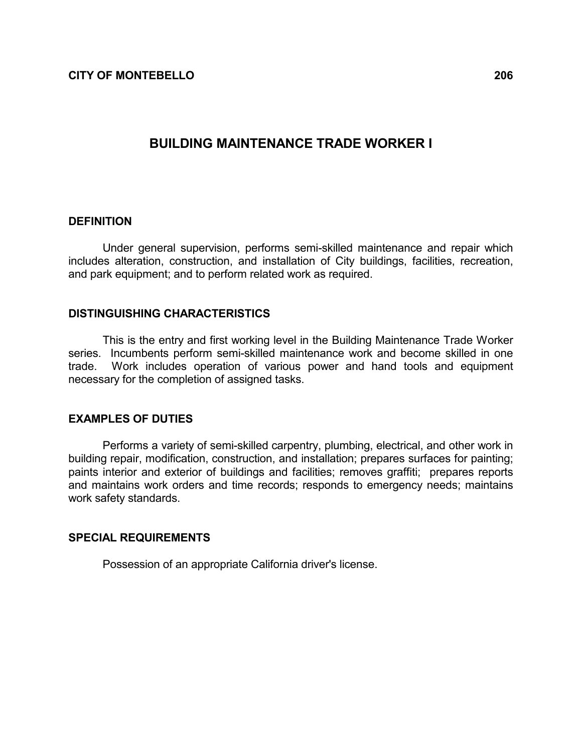# BUILDING MAINTENANCE TRADE WORKER I

## DEFINITION

Under general supervision, performs semi-skilled maintenance and repair which includes alteration, construction, and installation of City buildings, facilities, recreation, and park equipment; and to perform related work as required.

## DISTINGUISHING CHARACTERISTICS

This is the entry and first working level in the Building Maintenance Trade Worker series. Incumbents perform semi-skilled maintenance work and become skilled in one trade. Work includes operation of various power and hand tools and equipment necessary for the completion of assigned tasks.

## EXAMPLES OF DUTIES

Performs a variety of semi-skilled carpentry, plumbing, electrical, and other work in building repair, modification, construction, and installation; prepares surfaces for painting; paints interior and exterior of buildings and facilities; removes graffiti; prepares reports and maintains work orders and time records; responds to emergency needs; maintains work safety standards.

## SPECIAL REQUIREMENTS

Possession of an appropriate California driver's license.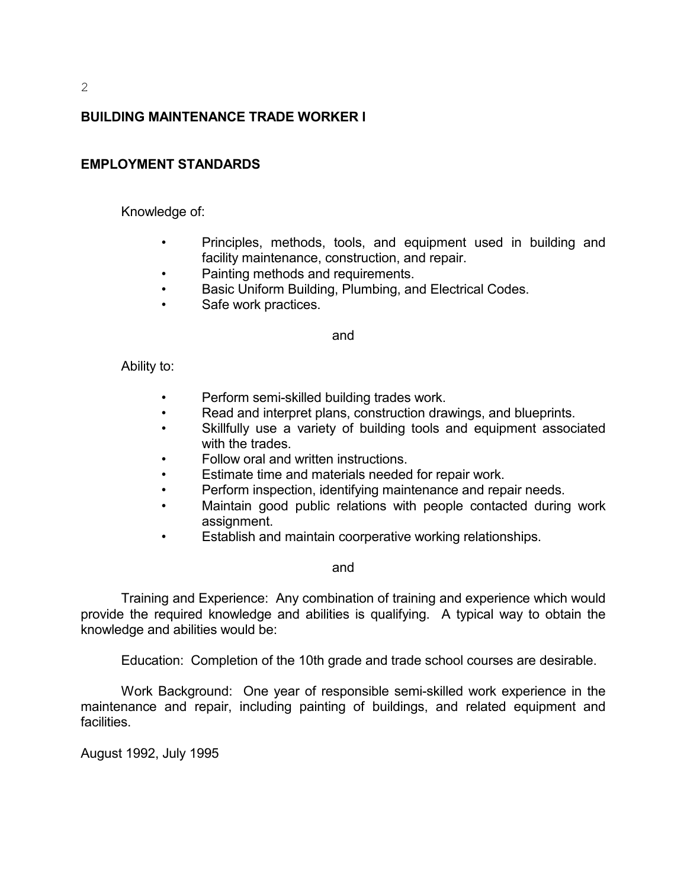## BUILDING MAINTENANCE TRADE WORKER I

## EMPLOYMENT STANDARDS

Knowledge of:

- Principles, methods, tools, and equipment used in building and facility maintenance, construction, and repair.
- Painting methods and requirements.
- Basic Uniform Building, Plumbing, and Electrical Codes.
- Safe work practices.

and

Ability to:

- Perform semi-skilled building trades work.
- Read and interpret plans, construction drawings, and blueprints.
- Skillfully use a variety of building tools and equipment associated with the trades.
- Follow oral and written instructions.
- Estimate time and materials needed for repair work.
- Perform inspection, identifying maintenance and repair needs.
- Maintain good public relations with people contacted during work assignment.
- Establish and maintain coorperative working relationships.

and

Training and Experience: Any combination of training and experience which would provide the required knowledge and abilities is qualifying. A typical way to obtain the knowledge and abilities would be:

Education: Completion of the 10th grade and trade school courses are desirable.

Work Background: One year of responsible semi-skilled work experience in the maintenance and repair, including painting of buildings, and related equipment and facilities.

August 1992, July 1995